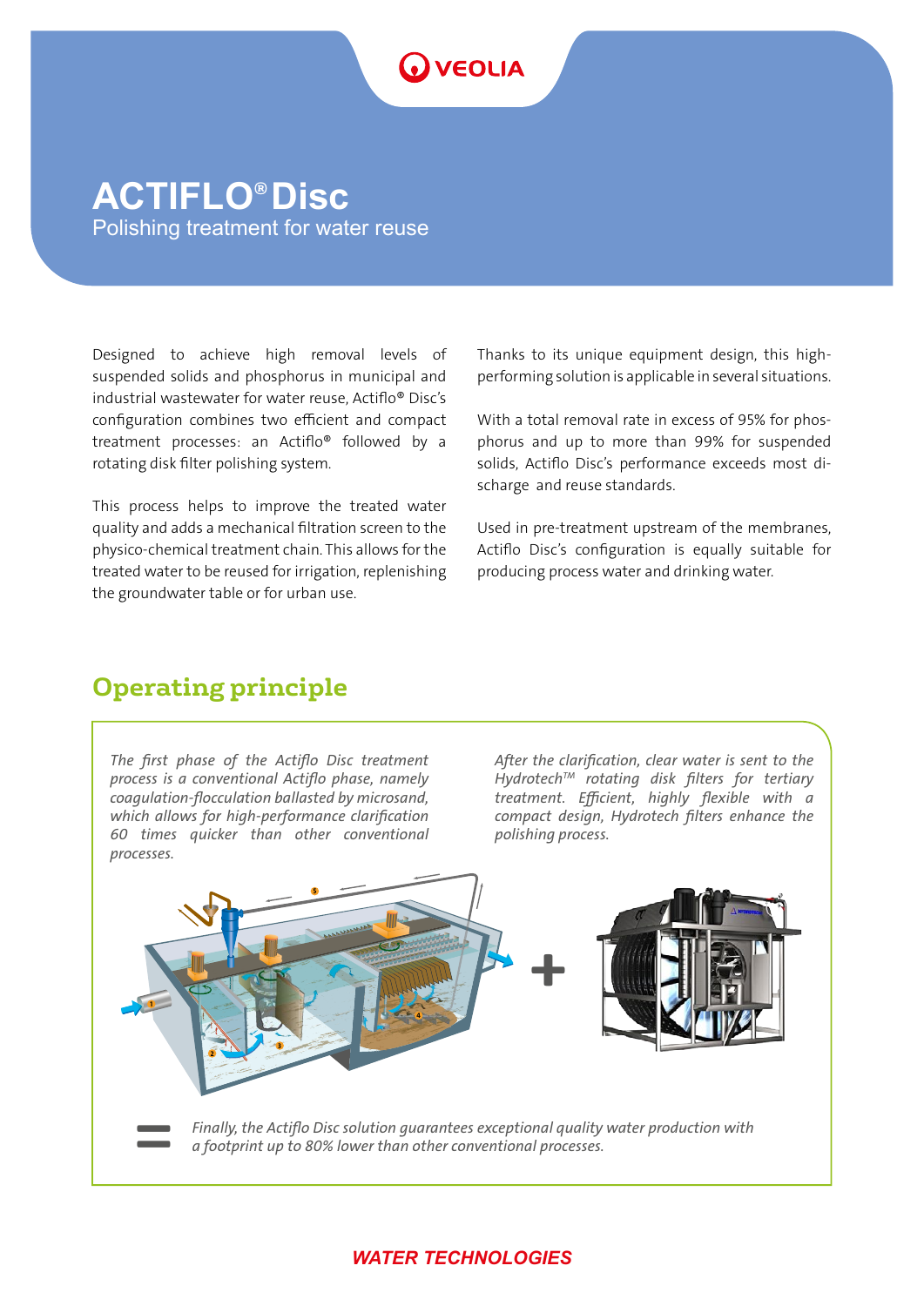# ACTIFLO® Disc

Polishing treatment for water reuse

Designed to achieve high removal levels of suspended solids and phosphorus in municipal and industrial wastewater for water reuse, Actiflo® Disc's configuration combines two efficient and compact treatment processes: an Actiflo® followed by a rotating disk filter polishing system.

This process helps to improve the treated water quality and adds a mechanical filtration screen to the physico-chemical treatment chain. This allows for the treated water to be reused for irrigation, replenishing the groundwater table or for urban use.

Thanks to its unique equipment design, this high-performing solution is applicable in several situations.

With a total removal rate in excess of 95% for phosphorus and up to more than 99% for suspended solids, Actiflo Disc's performance exceeds most discharge and reuse standards.

Used in pre-treatment upstream of the membranes, Actiflo Disc's configuration is equally suitable for producing process water and drinking water.

## Operating principle

*The first phase of the Actiflo Disc treatment process is a conventional Actiflo phase, namely coagulation-flocculation ballasted by microsand, which allows for high-performance clarification 60 times quicker than other conventional processes.*

*After the clarification, clear water is sent to the Hydrotech™ rotating disk filters for tertiary treatment. Efficient, highly flexible with a compact design, Hydrotech filters enhance the polishing process.*

*Finally, the Actiflo Disc solution guarantees exceptional quality water production with a footprint up to 80% lower than other conventional processes.*

**WATER TECHNOLOGIES**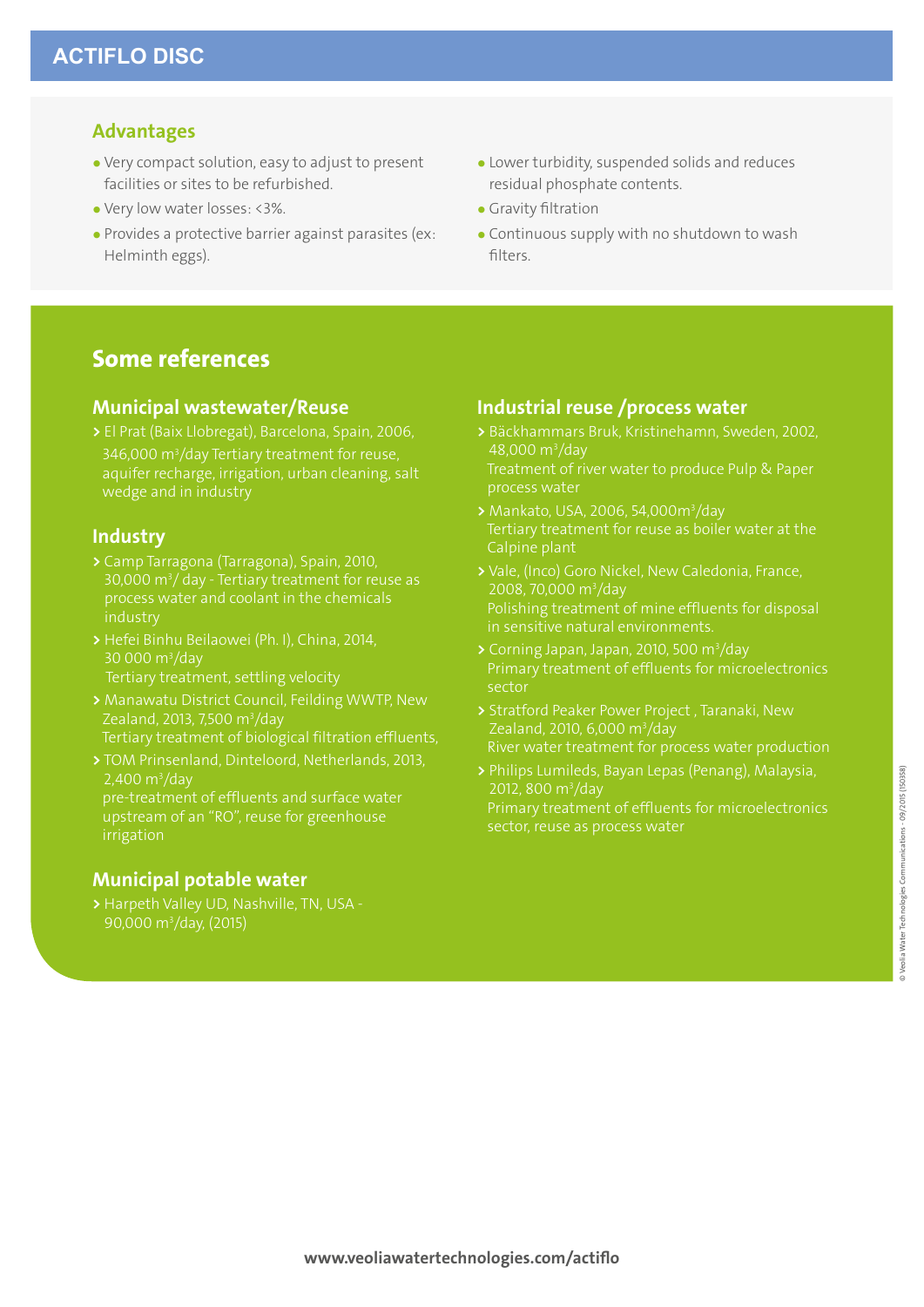# ACTIFLO DISC

## Advantages

- Very compact solution, easy to adjust to present facilities or sites to be refurbished.
- Very low water losses: <3%.
- Provides a protective barrier against parasites (ex: Helminth eggs).
- Lower turbidity, suspended solids and reduces residual phosphate contents.
- Gravity filtration
- Continuous supply with no shutdown to wash filters.

## Some references

### Municipal wastewater/Reuse

- El Prat (Baix Llobregat), Barcelona, Spain, 2006, 346,000 m³/day Tertiary treatment for reuse, aquifer recharge, irrigation, urban cleaning, salt wedge and in industry

### Industry

- Camp Tarragona (Tarragona), Spain, 2010, 30,000 m³/ day - Tertiary treatment for reuse as process water and coolant in the chemicals industry
- Hefei Binhu Beilaowei (Ph. I), China, 2014, 30 000 m³/day
  Tertiary treatment, settling velocity
- Manawatu District Council, Feilding WWTP, New Zealand, 2013, 7,500 m³/day
  Tertiary treatment of biological filtration effluents,
- TOM Prinsenland, Dinteloord, Netherlands, 2013, 2,400 m³/day
  pre-treatment of effluents and surface water upstream of an "RO", reuse for greenhouse irrigation

### Municipal potable water

- Harpeth Valley UD, Nashville, TN, USA - 90,000 m³/day, (2015)

### Industrial reuse /process water

- Bäckhammars Bruk, Kristinehamn, Sweden, 2002, 48,000 m³/day
  Treatment of river water to produce Pulp & Paper process water
- Mankato, USA, 2006, 54,000m³/day
  Tertiary treatment for reuse as boiler water at the Calpine plant
- Vale, (Inco) Goro Nickel, New Caledonia, France, 2008, 70,000 m³/day
  Polishing treatment of mine effluents for disposal in sensitive natural environments.
- Corning Japan, Japan, 2010, 500 m³/day
  Primary treatment of effluents for microelectronics sector
- Stratford Peaker Power Project , Taranaki, New Zealand, 2010, 6,000 m³/day
  River water treatment for process water production
- Philips Lumileds, Bayan Lepas (Penang), Malaysia, 2012, 800 m³/day
  Primary treatment of effluents for microelectronics sector, reuse as process water

© Veolia Water Technologies Communications - 09/2015 (150358)

www.veoliawatertechnologies.com/actiflo